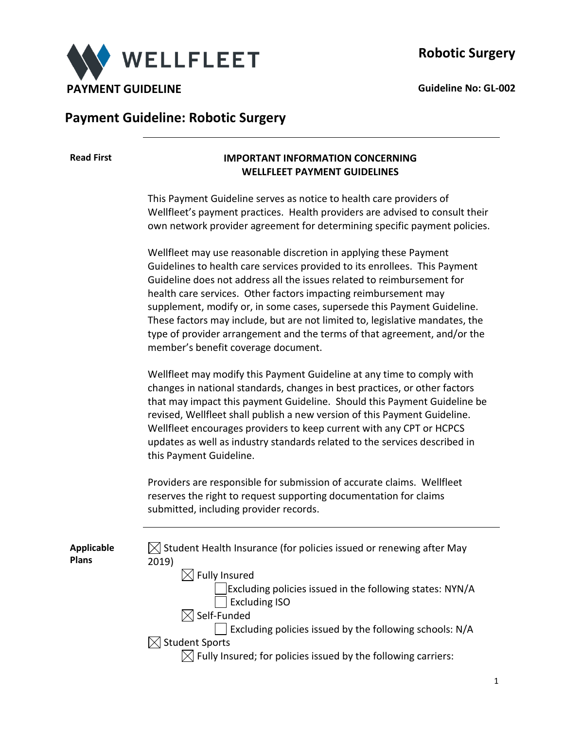**WELLFLEET**

**PAYMENT GUIDELINE**

**Robotic Surgery**

**Guideline No: GL-002**

# Payment Guideline: Robotic Surgery

**Read First**

**IMPORTANT INFORMATION CONCERNING WELLFLEET PAYMENT GUIDELINES**

This Payment Guideline serves as notice to health care providers of Wellfleet's payment practices. Health providers are advised to consult their own network provider agreement for determining specific payment policies.

Wellfleet may use reasonable discretion in applying these Payment Guidelines to health care services provided to its enrollees. This Payment Guideline does not address all the issues related to reimbursement for health care services. Other factors impacting reimbursement may supplement, modify or, in some cases, supersede this Payment Guideline. These factors may include, but are not limited to, legislative mandates, the type of provider arrangement and the terms of that agreement, and/or the member's benefit coverage document.

Wellfleet may modify this Payment Guideline at any time to comply with changes in national standards, changes in best practices, or other factors that may impact this payment Guideline. Should this Payment Guideline be revised, Wellfleet shall publish a new version of this Payment Guideline. Wellfleet encourages providers to keep current with any CPT or HCPCS updates as well as industry standards related to the services described in this Payment Guideline.

Providers are responsible for submission of accurate claims. Wellfleet reserves the right to request supporting documentation for claims submitted, including provider records.

**Applicable Plans**

- ☒ Student Health Insurance (for policies issued or renewing after May 2019)
  - ☒ Fully Insured
    - ☐ Excluding policies issued in the following states: NYN/A
    - ☐ Excluding ISO
  - ☒ Self-Funded
    - ☐ Excluding policies issued by the following schools: N/A
- ☒ Student Sports
  - ☒ Fully Insured; for policies issued by the following carriers: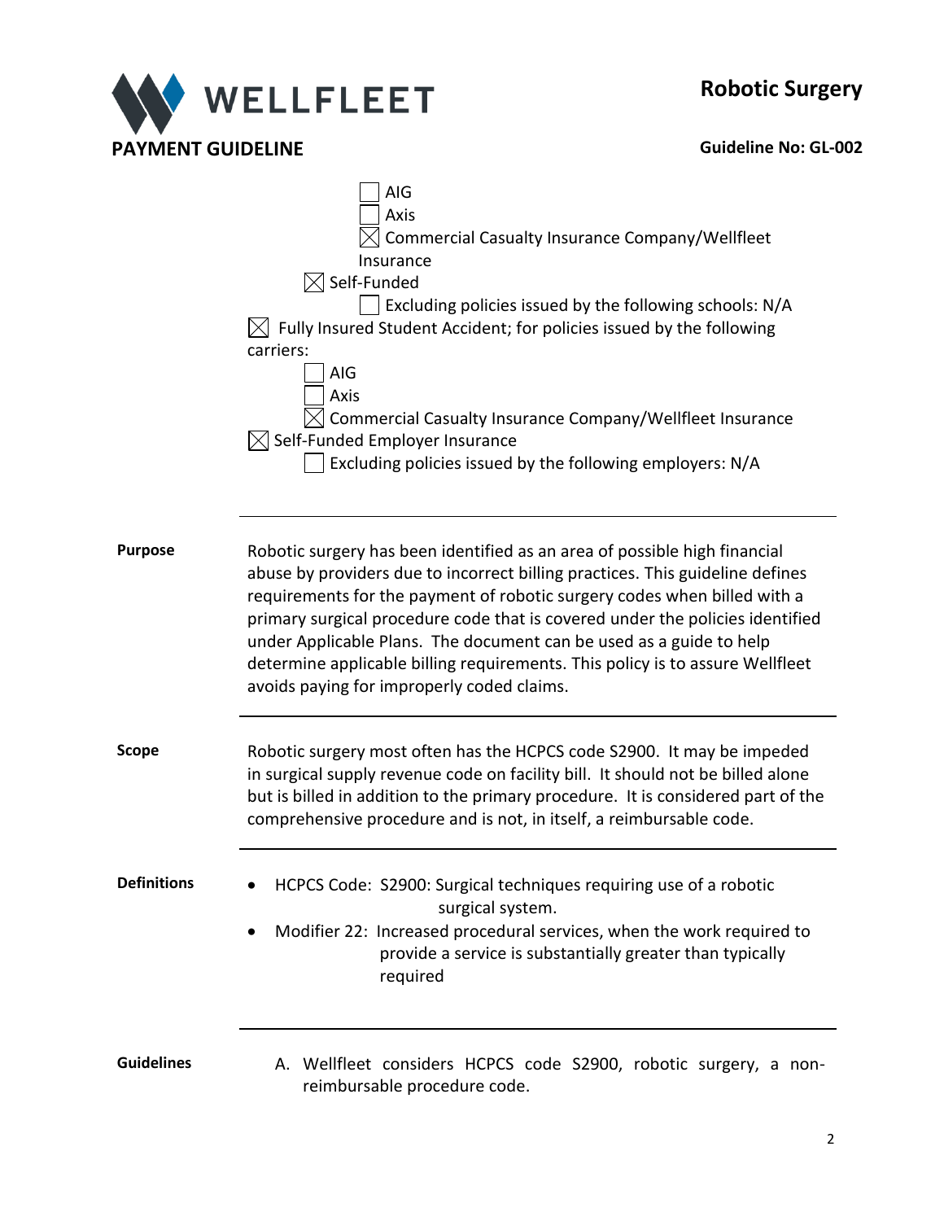- ☐ AIG
- ☐ Axis
- ☒ Commercial Casualty Insurance Company/Wellfleet Insurance

☒ Self-Funded

- ☐ Excluding policies issued by the following schools: N/A

☒ Fully Insured Student Accident; for policies issued by the following carriers:

- ☐ AIG
- ☐ Axis
- ☒ Commercial Casualty Insurance Company/Wellfleet Insurance

☒ Self-Funded Employer Insurance

- ☐ Excluding policies issued by the following employers: N/A

---

## Purpose

Robotic surgery has been identified as an area of possible high financial abuse by providers due to incorrect billing practices. This guideline defines requirements for the payment of robotic surgery codes when billed with a primary surgical procedure code that is covered under the policies identified under Applicable Plans. The document can be used as a guide to help determine applicable billing requirements. This policy is to assure Wellfleet avoids paying for improperly coded claims.

---

## Scope

Robotic surgery most often has the HCPCS code S2900. It may be impeded in surgical supply revenue code on facility bill. It should not be billed alone but is billed in addition to the primary procedure. It is considered part of the comprehensive procedure and is not, in itself, a reimbursable code.

---

## Definitions

- HCPCS Code: S2900: Surgical techniques requiring use of a robotic surgical system.
- Modifier 22: Increased procedural services, when the work required to provide a service is substantially greater than typically required

---

## Guidelines

A. Wellfleet considers HCPCS code S2900, robotic surgery, a non-reimbursable procedure code.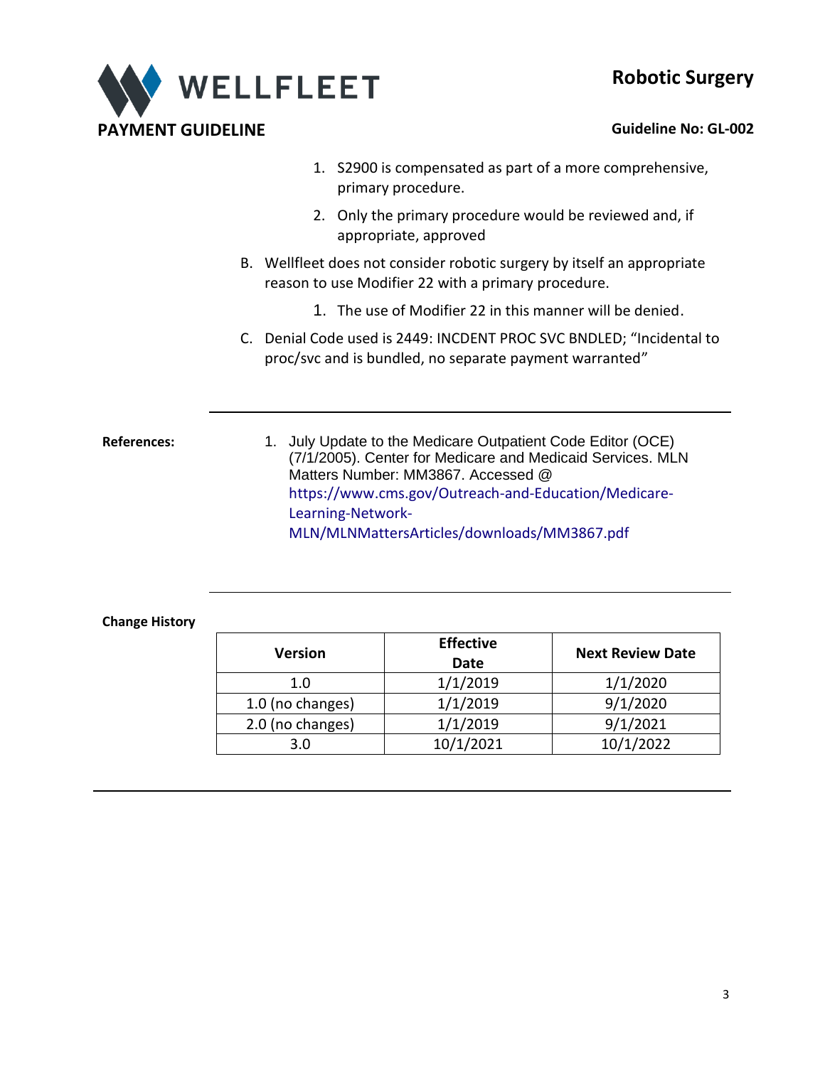1. S2900 is compensated as part of a more comprehensive, primary procedure.
2. Only the primary procedure would be reviewed and, if appropriate, approved

B. Wellfleet does not consider robotic surgery by itself an appropriate reason to use Modifier 22 with a primary procedure.

1. The use of Modifier 22 in this manner will be denied.

C. Denial Code used is 2449: INCDENT PROC SVC BNDLED; "Incidental to proc/svc and is bundled, no separate payment warranted"

---

**References:**

1. July Update to the Medicare Outpatient Code Editor (OCE) (7/1/2005). Center for Medicare and Medicaid Services. MLN Matters Number: MM3867. Accessed @ https://www.cms.gov/Outreach-and-Education/Medicare-Learning-Network-MLN/MLNMattersArticles/downloads/MM3867.pdf

---

**Change History**

| Version | Effective Date | Next Review Date |
|---|---|---|
| 1.0 | 1/1/2019 | 1/1/2020 |
| 1.0 (no changes) | 1/1/2019 | 9/1/2020 |
| 2.0 (no changes) | 1/1/2019 | 9/1/2021 |
| 3.0 | 10/1/2021 | 10/1/2022 |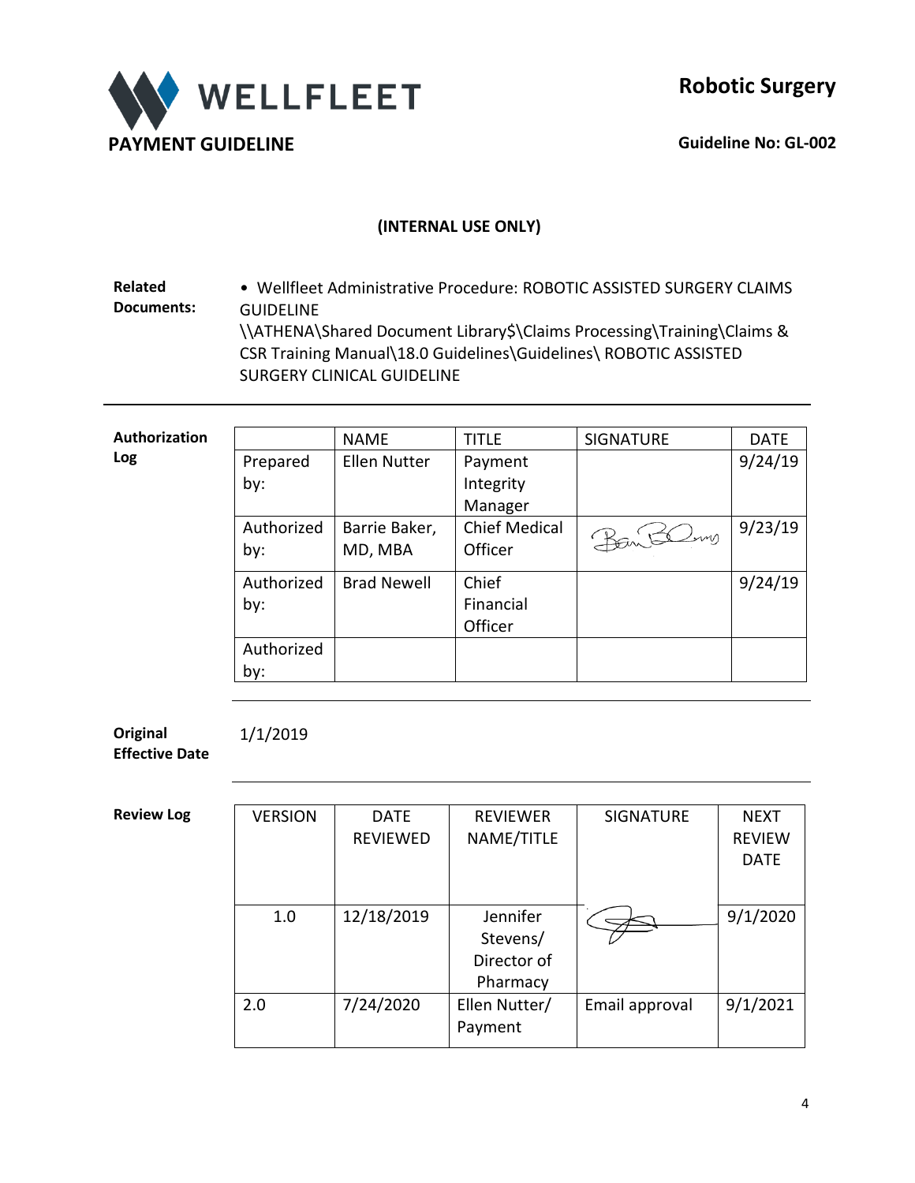**WELLFLEET**

**PAYMENT GUIDELINE**

# Robotic Surgery

**Guideline No: GL-002**

**(INTERNAL USE ONLY)**

**Related Documents:**

- Wellfleet Administrative Procedure: ROBOTIC ASSISTED SURGERY CLAIMS GUIDELINE
\\ATHENA\Shared Document Library$\Claims Processing\Training\Claims & CSR Training Manual\18.0 Guidelines\Guidelines\ ROBOTIC ASSISTED SURGERY CLINICAL GUIDELINE

**Authorization Log**

| | NAME | TITLE | SIGNATURE | DATE |
|---|---|---|---|---|
| Prepared by: | Ellen Nutter | Payment Integrity Manager | | 9/24/19 |
| Authorized by: | Barrie Baker, MD, MBA | Chief Medical Officer | [signature] | 9/23/19 |
| Authorized by: | Brad Newell | Chief Financial Officer | | 9/24/19 |
| Authorized by: | | | | |

**Original Effective Date**

1/1/2019

**Review Log**

| VERSION | DATE REVIEWED | REVIEWER NAME/TITLE | SIGNATURE | NEXT REVIEW DATE |
|---|---|---|---|---|
| 1.0 | 12/18/2019 | Jennifer Stevens/ Director of Pharmacy | [signature] | 9/1/2020 |
| 2.0 | 7/24/2020 | Ellen Nutter/ Payment | Email approval | 9/1/2021 |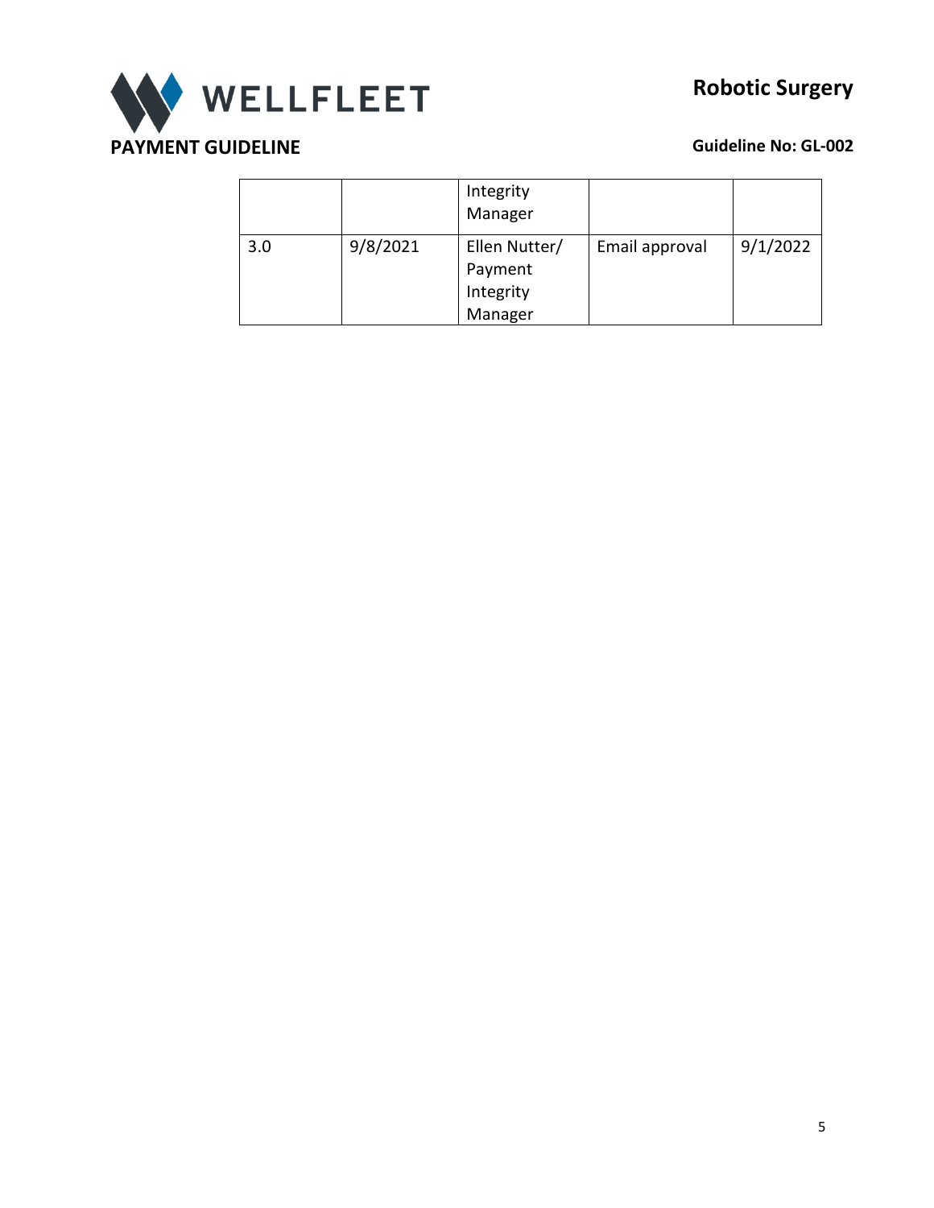| | | | | |
|---|---|---|---|---|
| | | Integrity Manager | | |
| 3.0 | 9/8/2021 | Ellen Nutter/ Payment Integrity Manager | Email approval | 9/1/2022 |